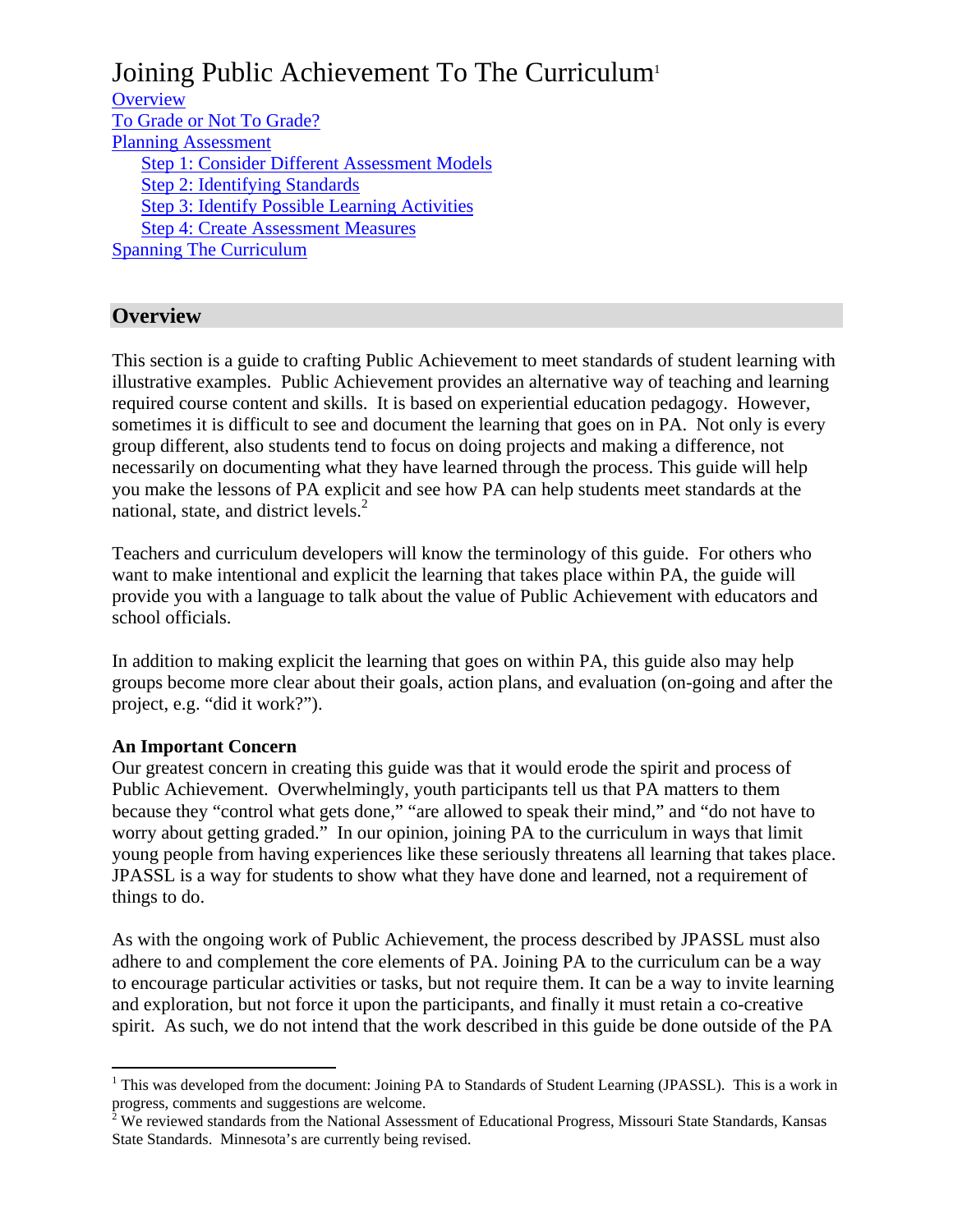# Joining Public Achievement To The Curriculum[1]

Overview
To Grade or Not To Grade?
Planning Assessment
- Step 1: Consider Different Assessment Models
- Step 2: Identifying Standards
- Step 3: Identify Possible Learning Activities
- Step 4: Create Assessment Measures

Spanning The Curriculum

## Overview

This section is a guide to crafting Public Achievement to meet standards of student learning with illustrative examples. Public Achievement provides an alternative way of teaching and learning required course content and skills. It is based on experiential education pedagogy. However, sometimes it is difficult to see and document the learning that goes on in PA. Not only is every group different, also students tend to focus on doing projects and making a difference, not necessarily on documenting what they have learned through the process. This guide will help you make the lessons of PA explicit and see how PA can help students meet standards at the national, state, and district levels.[2]

Teachers and curriculum developers will know the terminology of this guide. For others who want to make intentional and explicit the learning that takes place within PA, the guide will provide you with a language to talk about the value of Public Achievement with educators and school officials.

In addition to making explicit the learning that goes on within PA, this guide also may help groups become more clear about their goals, action plans, and evaluation (on-going and after the project, e.g. "did it work?").

**An Important Concern**
Our greatest concern in creating this guide was that it would erode the spirit and process of Public Achievement. Overwhelmingly, youth participants tell us that PA matters to them because they "control what gets done," "are allowed to speak their mind," and "do not have to worry about getting graded." In our opinion, joining PA to the curriculum in ways that limit young people from having experiences like these seriously threatens all learning that takes place. JPASSL is a way for students to show what they have done and learned, not a requirement of things to do.

As with the ongoing work of Public Achievement, the process described by JPASSL must also adhere to and complement the core elements of PA. Joining PA to the curriculum can be a way to encourage particular activities or tasks, but not require them. It can be a way to invite learning and exploration, but not force it upon the participants, and finally it must retain a co-creative spirit. As such, we do not intend that the work described in this guide be done outside of the PA

---

[1] This was developed from the document: Joining PA to Standards of Student Learning (JPASSL). This is a work in progress, comments and suggestions are welcome.

[2] We reviewed standards from the National Assessment of Educational Progress, Missouri State Standards, Kansas State Standards. Minnesota's are currently being revised.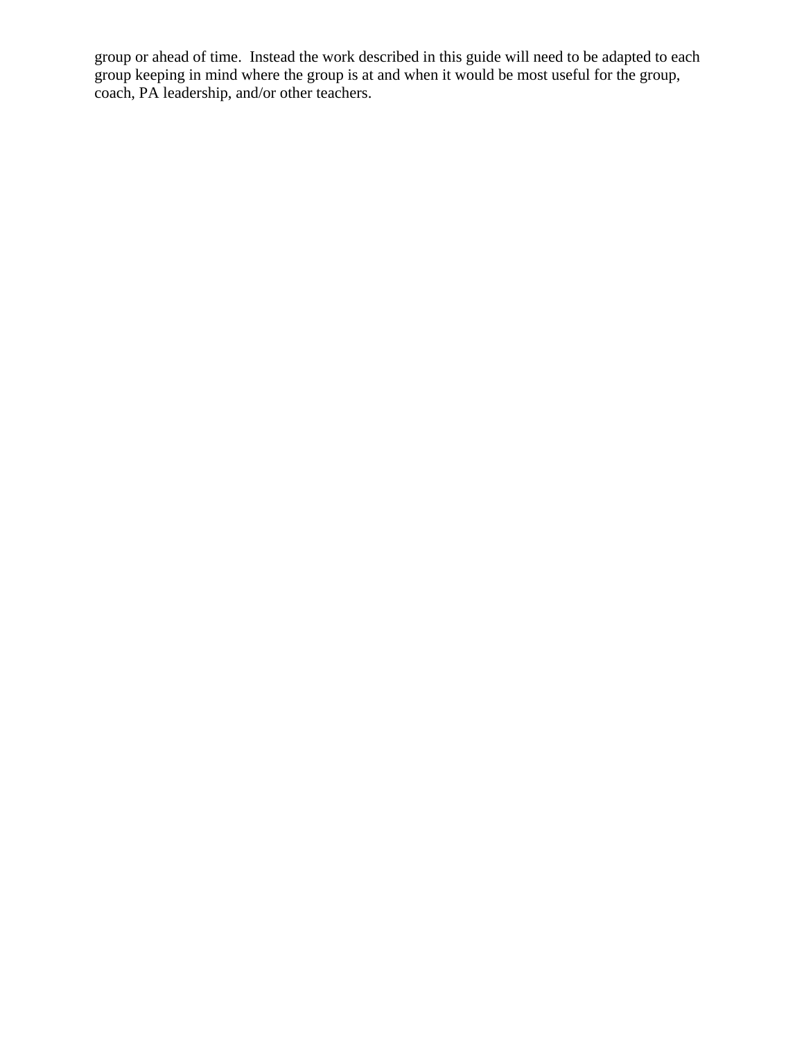group or ahead of time.  Instead the work described in this guide will need to be adapted to each group keeping in mind where the group is at and when it would be most useful for the group, coach, PA leadership, and/or other teachers.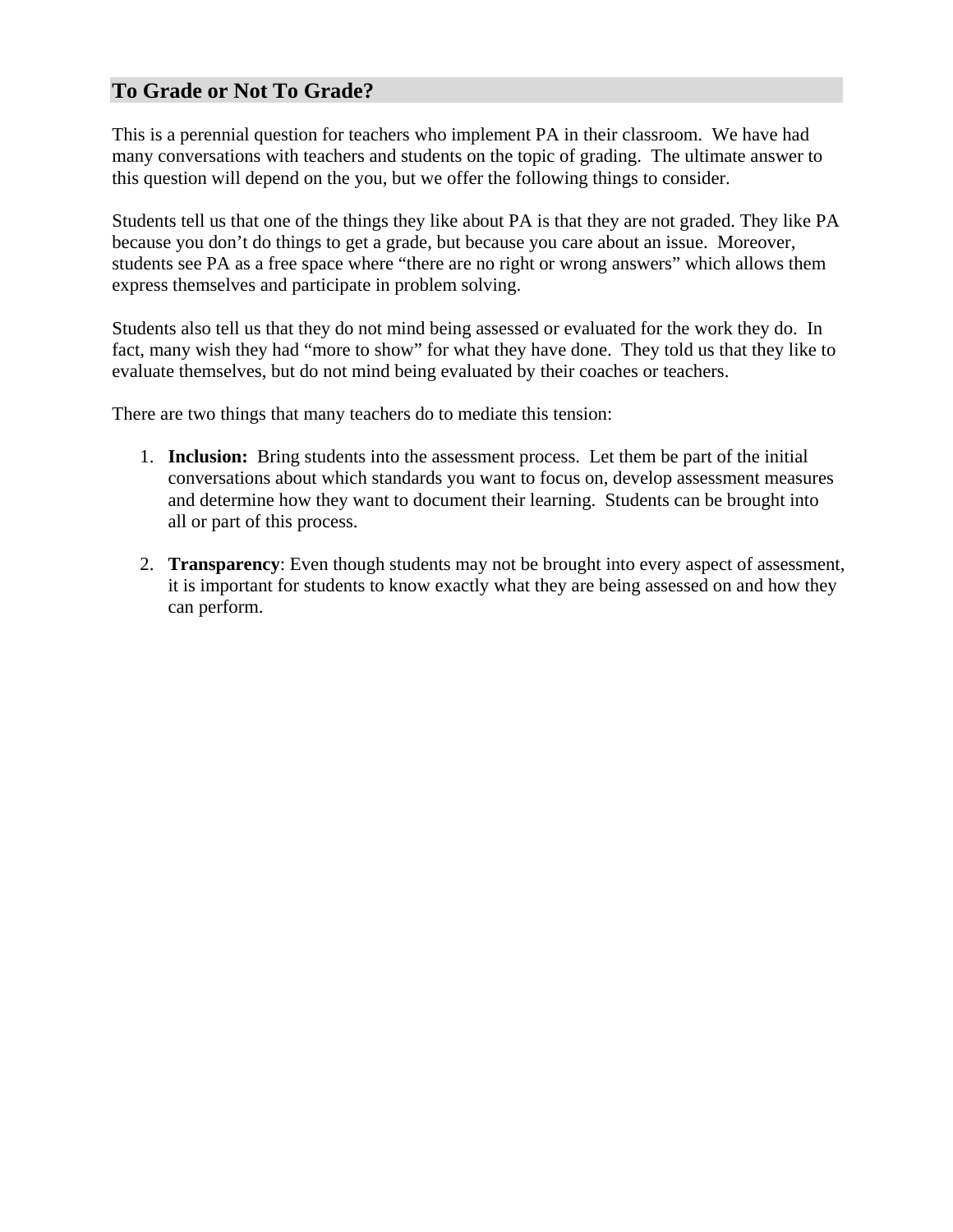## To Grade or Not To Grade?

This is a perennial question for teachers who implement PA in their classroom. We have had many conversations with teachers and students on the topic of grading. The ultimate answer to this question will depend on the you, but we offer the following things to consider.

Students tell us that one of the things they like about PA is that they are not graded. They like PA because you don't do things to get a grade, but because you care about an issue. Moreover, students see PA as a free space where "there are no right or wrong answers" which allows them express themselves and participate in problem solving.

Students also tell us that they do not mind being assessed or evaluated for the work they do. In fact, many wish they had "more to show" for what they have done. They told us that they like to evaluate themselves, but do not mind being evaluated by their coaches or teachers.

There are two things that many teachers do to mediate this tension:

1. **Inclusion:** Bring students into the assessment process. Let them be part of the initial conversations about which standards you want to focus on, develop assessment measures and determine how they want to document their learning. Students can be brought into all or part of this process.

2. **Transparency**: Even though students may not be brought into every aspect of assessment, it is important for students to know exactly what they are being assessed on and how they can perform.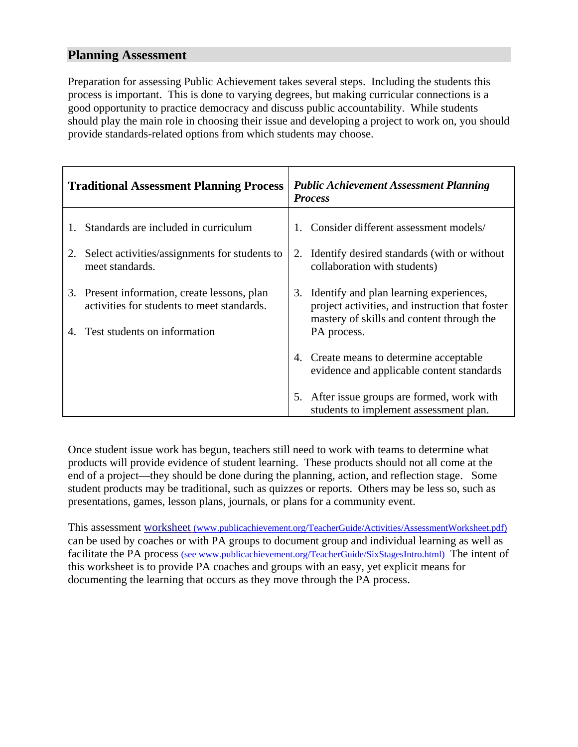## Planning Assessment

Preparation for assessing Public Achievement takes several steps. Including the students this process is important. This is done to varying degrees, but making curricular connections is a good opportunity to practice democracy and discuss public accountability. While students should play the main role in choosing their issue and developing a project to work on, you should provide standards-related options from which students may choose.

| **Traditional Assessment Planning Process** | ***Public Achievement Assessment Planning Process*** |
|---|---|
| 1. Standards are included in curriculum | 1. Consider different assessment models/ |
| 2. Select activities/assignments for students to meet standards. | 2. Identify desired standards (with or without collaboration with students) |
| 3. Present information, create lessons, plan activities for students to meet standards. | 3. Identify and plan learning experiences, project activities, and instruction that foster mastery of skills and content through the PA process. |
| 4. Test students on information | 4. Create means to determine acceptable evidence and applicable content standards |
| | 5. After issue groups are formed, work with students to implement assessment plan. |

Once student issue work has begun, teachers still need to work with teams to determine what products will provide evidence of student learning. These products should not all come at the end of a project—they should be done during the planning, action, and reflection stage. Some student products may be traditional, such as quizzes or reports. Others may be less so, such as presentations, games, lesson plans, journals, or plans for a community event.

This assessment worksheet (www.publicachievement.org/TeacherGuide/Activities/AssessmentWorksheet.pdf) can be used by coaches or with PA groups to document group and individual learning as well as facilitate the PA process (see www.publicachievement.org/TeacherGuide/SixStagesIntro.html) The intent of this worksheet is to provide PA coaches and groups with an easy, yet explicit means for documenting the learning that occurs as they move through the PA process.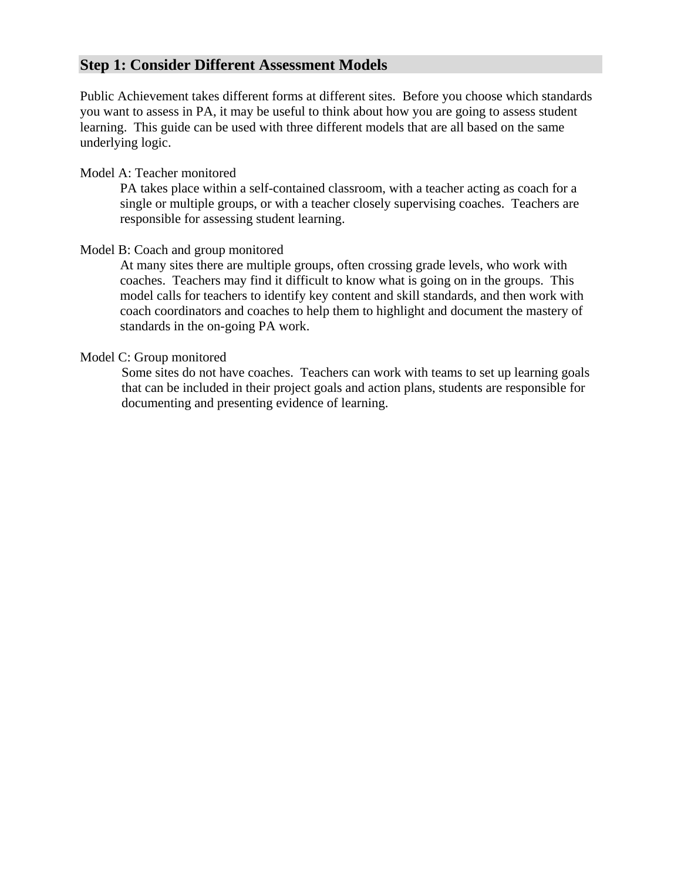## Step 1: Consider Different Assessment Models

Public Achievement takes different forms at different sites. Before you choose which standards you want to assess in PA, it may be useful to think about how you are going to assess student learning. This guide can be used with three different models that are all based on the same underlying logic.

Model A: Teacher monitored

> PA takes place within a self-contained classroom, with a teacher acting as coach for a single or multiple groups, or with a teacher closely supervising coaches. Teachers are responsible for assessing student learning.

Model B: Coach and group monitored

> At many sites there are multiple groups, often crossing grade levels, who work with coaches. Teachers may find it difficult to know what is going on in the groups. This model calls for teachers to identify key content and skill standards, and then work with coach coordinators and coaches to help them to highlight and document the mastery of standards in the on-going PA work.

Model C: Group monitored

> Some sites do not have coaches. Teachers can work with teams to set up learning goals that can be included in their project goals and action plans, students are responsible for documenting and presenting evidence of learning.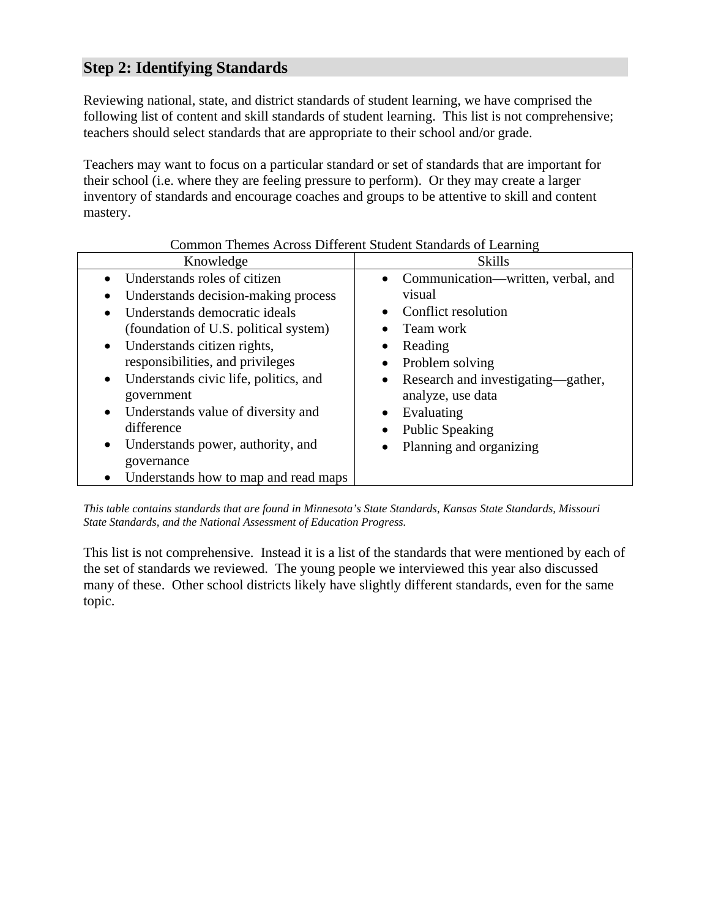## Step 2: Identifying Standards

Reviewing national, state, and district standards of student learning, we have comprised the following list of content and skill standards of student learning. This list is not comprehensive; teachers should select standards that are appropriate to their school and/or grade.

Teachers may want to focus on a particular standard or set of standards that are important for their school (i.e. where they are feeling pressure to perform). Or they may create a larger inventory of standards and encourage coaches and groups to be attentive to skill and content mastery.

Common Themes Across Different Student Standards of Learning

| Knowledge | Skills |
|---|---|
| • Understands roles of citizen<br>• Understands decision-making process<br>• Understands democratic ideals (foundation of U.S. political system)<br>• Understands citizen rights, responsibilities, and privileges<br>• Understands civic life, politics, and government<br>• Understands value of diversity and difference<br>• Understands power, authority, and governance<br>• Understands how to map and read maps | • Communication—written, verbal, and visual<br>• Conflict resolution<br>• Team work<br>• Reading<br>• Problem solving<br>• Research and investigating—gather, analyze, use data<br>• Evaluating<br>• Public Speaking<br>• Planning and organizing |

*This table contains standards that are found in Minnesota's State Standards, Kansas State Standards, Missouri State Standards, and the National Assessment of Education Progress.*

This list is not comprehensive. Instead it is a list of the standards that were mentioned by each of the set of standards we reviewed. The young people we interviewed this year also discussed many of these. Other school districts likely have slightly different standards, even for the same topic.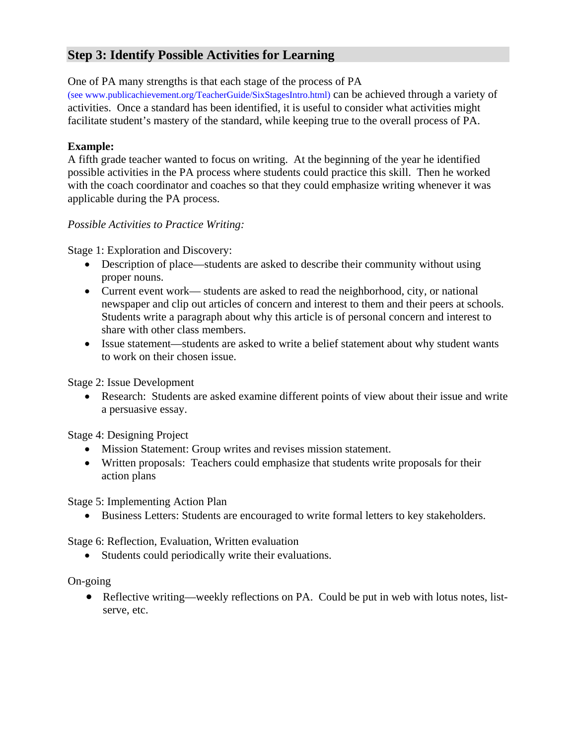## Step 3: Identify Possible Activities for Learning

One of PA many strengths is that each stage of the process of PA (see www.publicachievement.org/TeacherGuide/SixStagesIntro.html) can be achieved through a variety of activities. Once a standard has been identified, it is useful to consider what activities might facilitate student's mastery of the standard, while keeping true to the overall process of PA.

**Example:**
A fifth grade teacher wanted to focus on writing. At the beginning of the year he identified possible activities in the PA process where students could practice this skill. Then he worked with the coach coordinator and coaches so that they could emphasize writing whenever it was applicable during the PA process.

*Possible Activities to Practice Writing:*

Stage 1: Exploration and Discovery:

- Description of place—students are asked to describe their community without using proper nouns.
- Current event work— students are asked to read the neighborhood, city, or national newspaper and clip out articles of concern and interest to them and their peers at schools. Students write a paragraph about why this article is of personal concern and interest to share with other class members.
- Issue statement—students are asked to write a belief statement about why student wants to work on their chosen issue.

Stage 2: Issue Development

- Research: Students are asked examine different points of view about their issue and write a persuasive essay.

Stage 4: Designing Project

- Mission Statement: Group writes and revises mission statement.
- Written proposals: Teachers could emphasize that students write proposals for their action plans

Stage 5: Implementing Action Plan

- Business Letters: Students are encouraged to write formal letters to key stakeholders.

Stage 6: Reflection, Evaluation, Written evaluation

- Students could periodically write their evaluations.

On-going

- Reflective writing—weekly reflections on PA. Could be put in web with lotus notes, list-serve, etc.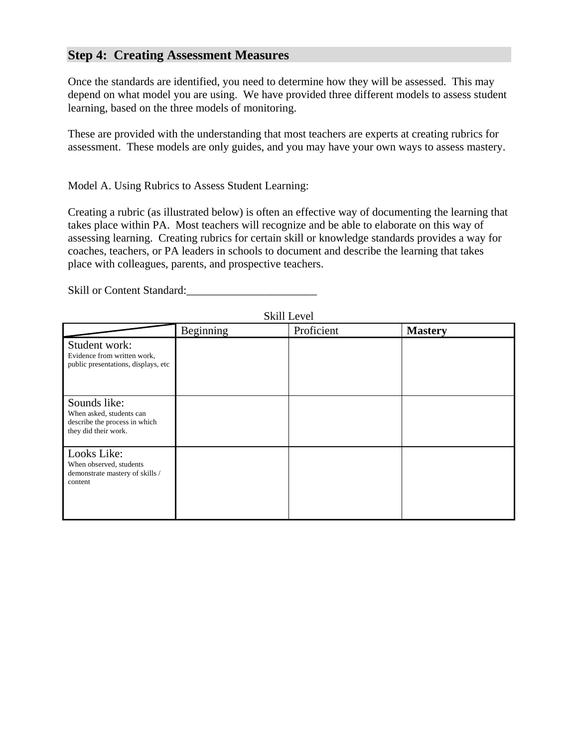## Step 4: Creating Assessment Measures

Once the standards are identified, you need to determine how they will be assessed. This may depend on what model you are using. We have provided three different models to assess student learning, based on the three models of monitoring.

These are provided with the understanding that most teachers are experts at creating rubrics for assessment. These models are only guides, and you may have your own ways to assess mastery.

Model A. Using Rubrics to Assess Student Learning:

Creating a rubric (as illustrated below) is often an effective way of documenting the learning that takes place within PA. Most teachers will recognize and be able to elaborate on this way of assessing learning. Creating rubrics for certain skill or knowledge standards provides a way for coaches, teachers, or PA leaders in schools to document and describe the learning that takes place with colleagues, parents, and prospective teachers.

Skill or Content Standard:_______________________

Skill Level

| | Beginning | Proficient | **Mastery** |
|---|---|---|---|
| Student work: Evidence from written work, public presentations, displays, etc | | | |
| Sounds like: When asked, students can describe the process in which they did their work. | | | |
| Looks Like: When observed, students demonstrate mastery of skills / content | | | |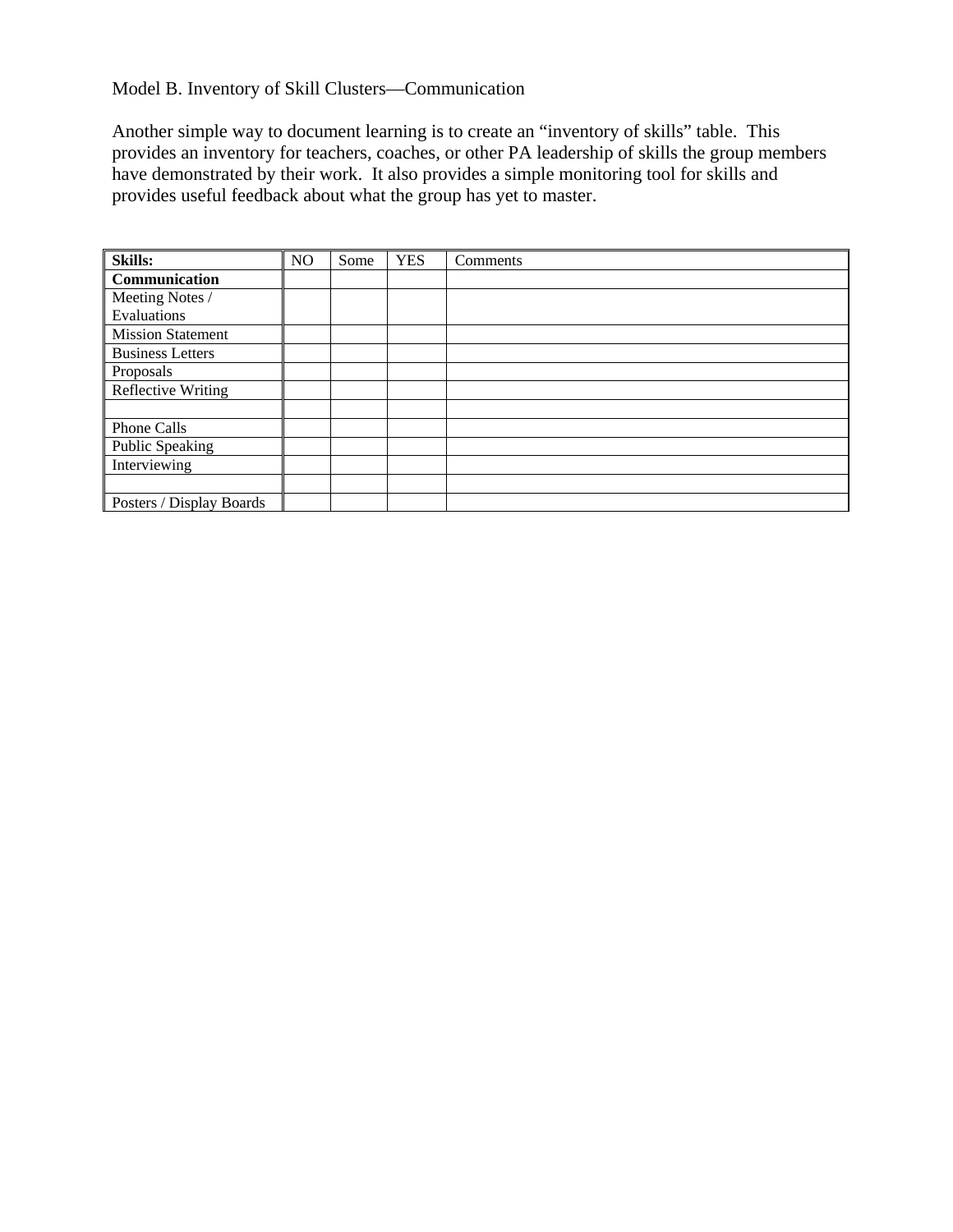Model B. Inventory of Skill Clusters—Communication

Another simple way to document learning is to create an "inventory of skills" table. This provides an inventory for teachers, coaches, or other PA leadership of skills the group members have demonstrated by their work. It also provides a simple monitoring tool for skills and provides useful feedback about what the group has yet to master.

| **Skills:** | NO | Some | YES | Comments |
|---|---|---|---|---|
| **Communication** | | | | |
| Meeting Notes / Evaluations | | | | |
| Mission Statement | | | | |
| Business Letters | | | | |
| Proposals | | | | |
| Reflective Writing | | | | |
| | | | | |
| Phone Calls | | | | |
| Public Speaking | | | | |
| Interviewing | | | | |
| | | | | |
| Posters / Display Boards | | | | |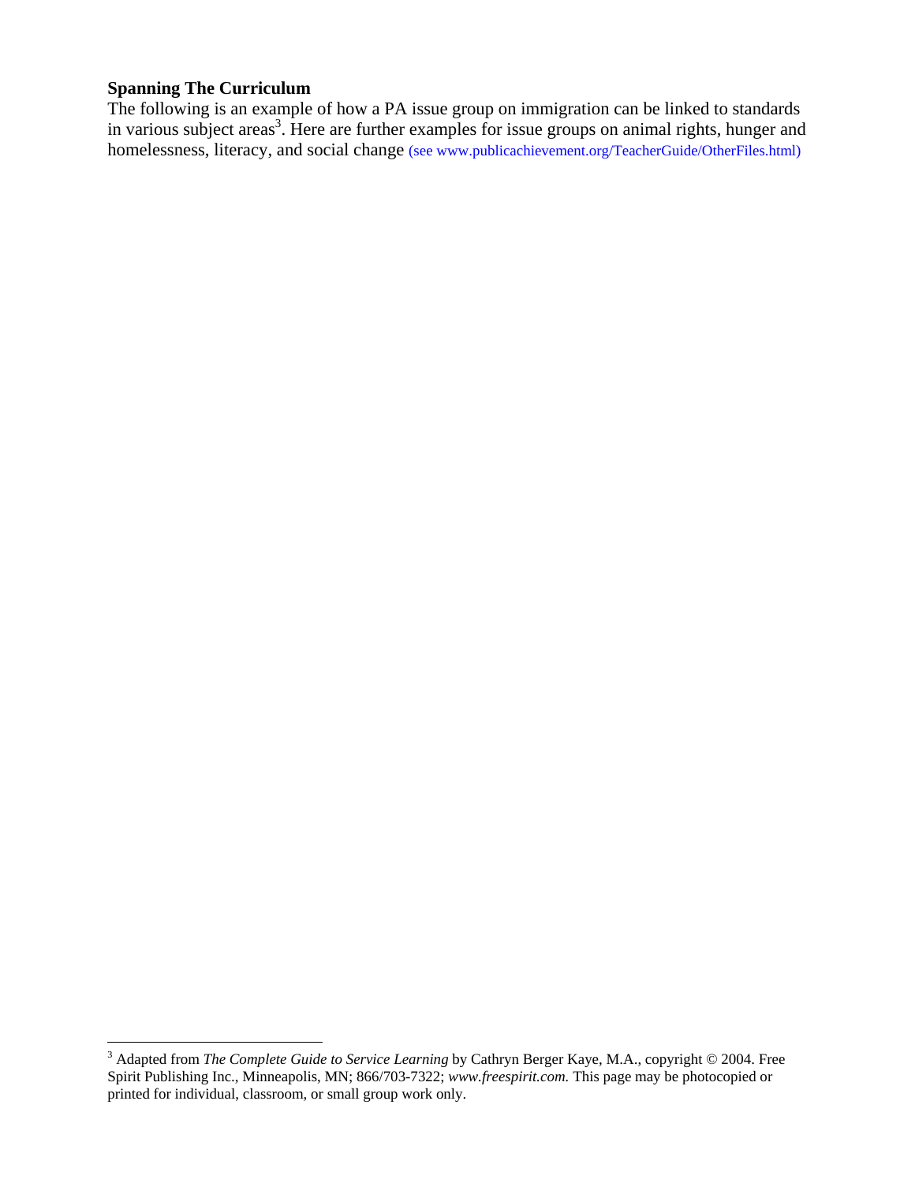**Spanning The Curriculum**

The following is an example of how a PA issue group on immigration can be linked to standards in various subject areas[3]. Here are further examples for issue groups on animal rights, hunger and homelessness, literacy, and social change (see www.publicachievement.org/TeacherGuide/OtherFiles.html)

---

[3] Adapted from *The Complete Guide to Service Learning* by Cathryn Berger Kaye, M.A., copyright © 2004. Free Spirit Publishing Inc., Minneapolis, MN; 866/703-7322; *www.freespirit.com.* This page may be photocopied or printed for individual, classroom, or small group work only.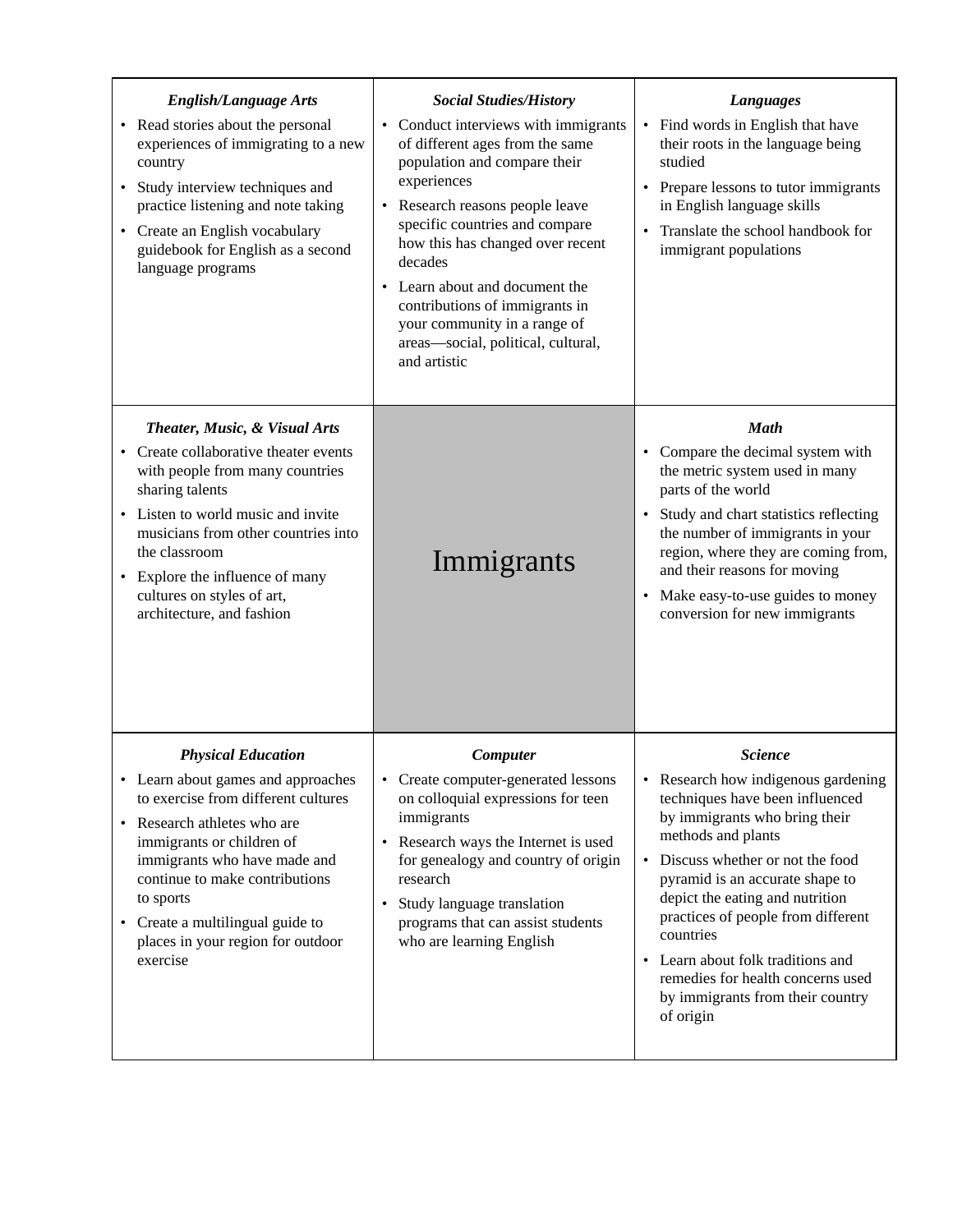| | | |
|---|---|---|
| ***English/Language Arts***<br>• Read stories about the personal experiences of immigrating to a new country<br>• Study interview techniques and practice listening and note taking<br>• Create an English vocabulary guidebook for English as a second language programs | ***Social Studies/History***<br>• Conduct interviews with immigrants of different ages from the same population and compare their experiences<br>• Research reasons people leave specific countries and compare how this has changed over recent decades<br>• Learn about and document the contributions of immigrants in your community in a range of areas—social, political, cultural, and artistic | ***Languages***<br>• Find words in English that have their roots in the language being studied<br>• Prepare lessons to tutor immigrants in English language skills<br>• Translate the school handbook for immigrant populations |
| ***Theater, Music, & Visual Arts***<br>• Create collaborative theater events with people from many countries sharing talents<br>• Listen to world music and invite musicians from other countries into the classroom<br>• Explore the influence of many cultures on styles of art, architecture, and fashion | Immigrants | ***Math***<br>• Compare the decimal system with the metric system used in many parts of the world<br>• Study and chart statistics reflecting the number of immigrants in your region, where they are coming from, and their reasons for moving<br>• Make easy-to-use guides to money conversion for new immigrants |
| ***Physical Education***<br>• Learn about games and approaches to exercise from different cultures<br>• Research athletes who are immigrants or children of immigrants who have made and continue to make contributions to sports<br>• Create a multilingual guide to places in your region for outdoor exercise | ***Computer***<br>• Create computer-generated lessons on colloquial expressions for teen immigrants<br>• Research ways the Internet is used for genealogy and country of origin research<br>• Study language translation programs that can assist students who are learning English | ***Science***<br>• Research how indigenous gardening techniques have been influenced by immigrants who bring their methods and plants<br>• Discuss whether or not the food pyramid is an accurate shape to depict the eating and nutrition practices of people from different countries<br>• Learn about folk traditions and remedies for health concerns used by immigrants from their country of origin |